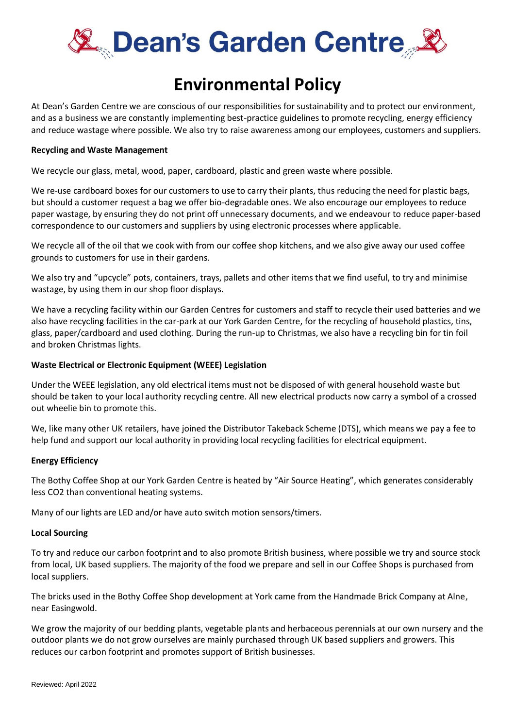# Dean's Garden Centre

## Environmental Policy

At Dean's Garden Centre we are conscious of our responsibilities for sustainability and to protect our environment, and as a business we are constantly implementing best-practice guidelines to promote recycling, energy efficiency and reduce wastage where possible. We also try to raise awareness among our employees, customers and suppliers.

**Recycling and Waste Management**

We recycle our glass, metal, wood, paper, cardboard, plastic and green waste where possible.

We re-use cardboard boxes for our customers to use to carry their plants, thus reducing the need for plastic bags, but should a customer request a bag we offer bio-degradable ones. We also encourage our employees to reduce paper wastage, by ensuring they do not print off unnecessary documents, and we endeavour to reduce paper-based correspondence to our customers and suppliers by using electronic processes where applicable.

We recycle all of the oil that we cook with from our coffee shop kitchens, and we also give away our used coffee grounds to customers for use in their gardens.

We also try and "upcycle" pots, containers, trays, pallets and other items that we find useful, to try and minimise wastage, by using them in our shop floor displays.

We have a recycling facility within our Garden Centres for customers and staff to recycle their used batteries and we also have recycling facilities in the car-park at our York Garden Centre, for the recycling of household plastics, tins, glass, paper/cardboard and used clothing. During the run-up to Christmas, we also have a recycling bin for tin foil and broken Christmas lights.

**Waste Electrical or Electronic Equipment (WEEE) Legislation**

Under the WEEE legislation, any old electrical items must not be disposed of with general household waste but should be taken to your local authority recycling centre. All new electrical products now carry a symbol of a crossed out wheelie bin to promote this.

We, like many other UK retailers, have joined the Distributor Takeback Scheme (DTS), which means we pay a fee to help fund and support our local authority in providing local recycling facilities for electrical equipment.

**Energy Efficiency**

The Bothy Coffee Shop at our York Garden Centre is heated by "Air Source Heating", which generates considerably less $CO_2$ than conventional heating systems.

Many of our lights are LED and/or have auto switch motion sensors/timers.

**Local Sourcing**

To try and reduce our carbon footprint and to also promote British business, where possible we try and source stock from local, UK based suppliers. The majority of the food we prepare and sell in our Coffee Shops is purchased from local suppliers.

The bricks used in the Bothy Coffee Shop development at York came from the Handmade Brick Company at Alne, near Easingwold.

We grow the majority of our bedding plants, vegetable plants and herbaceous perennials at our own nursery and the outdoor plants we do not grow ourselves are mainly purchased through UK based suppliers and growers. This reduces our carbon footprint and promotes support of British businesses.

Reviewed: April 2022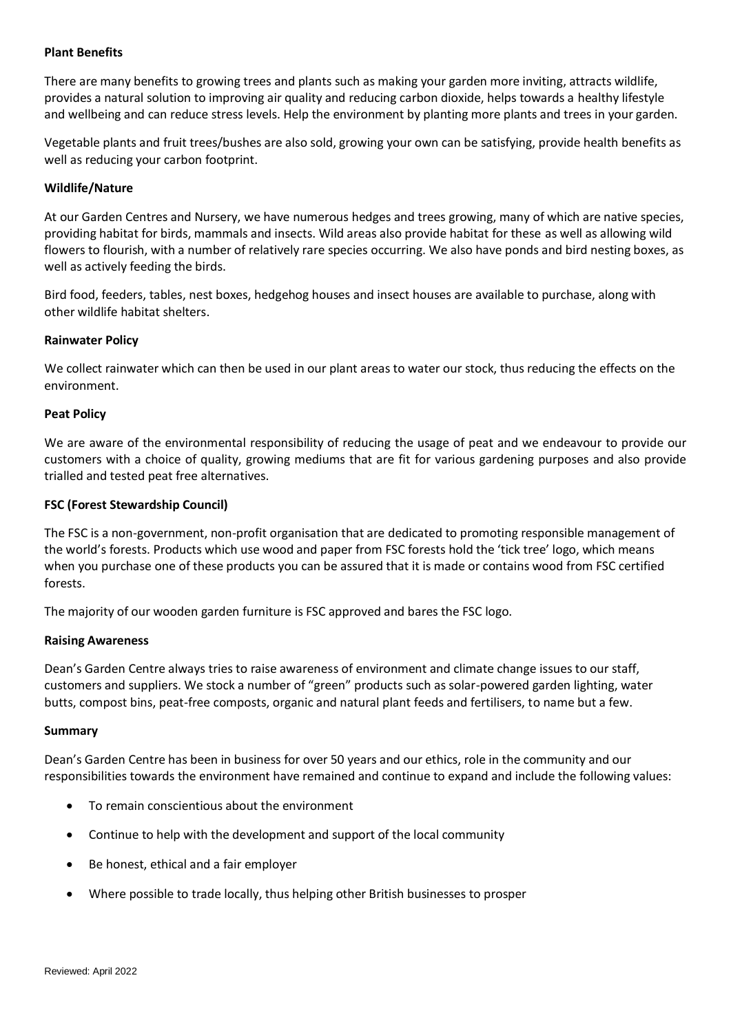**Plant Benefits**

There are many benefits to growing trees and plants such as making your garden more inviting, attracts wildlife, provides a natural solution to improving air quality and reducing carbon dioxide, helps towards a healthy lifestyle and wellbeing and can reduce stress levels. Help the environment by planting more plants and trees in your garden.

Vegetable plants and fruit trees/bushes are also sold, growing your own can be satisfying, provide health benefits as well as reducing your carbon footprint.

**Wildlife/Nature**

At our Garden Centres and Nursery, we have numerous hedges and trees growing, many of which are native species, providing habitat for birds, mammals and insects. Wild areas also provide habitat for these as well as allowing wild flowers to flourish, with a number of relatively rare species occurring. We also have ponds and bird nesting boxes, as well as actively feeding the birds.

Bird food, feeders, tables, nest boxes, hedgehog houses and insect houses are available to purchase, along with other wildlife habitat shelters.

**Rainwater Policy**

We collect rainwater which can then be used in our plant areas to water our stock, thus reducing the effects on the environment.

**Peat Policy**

We are aware of the environmental responsibility of reducing the usage of peat and we endeavour to provide our customers with a choice of quality, growing mediums that are fit for various gardening purposes and also provide trialled and tested peat free alternatives.

**FSC (Forest Stewardship Council)**

The FSC is a non-government, non-profit organisation that are dedicated to promoting responsible management of the world's forests. Products which use wood and paper from FSC forests hold the 'tick tree' logo, which means when you purchase one of these products you can be assured that it is made or contains wood from FSC certified forests.

The majority of our wooden garden furniture is FSC approved and bares the FSC logo.

**Raising Awareness**

Dean's Garden Centre always tries to raise awareness of environment and climate change issues to our staff, customers and suppliers. We stock a number of "green" products such as solar-powered garden lighting, water butts, compost bins, peat-free composts, organic and natural plant feeds and fertilisers, to name but a few.

**Summary**

Dean's Garden Centre has been in business for over 50 years and our ethics, role in the community and our responsibilities towards the environment have remained and continue to expand and include the following values:

- To remain conscientious about the environment
- Continue to help with the development and support of the local community
- Be honest, ethical and a fair employer
- Where possible to trade locally, thus helping other British businesses to prosper

Reviewed: April 2022